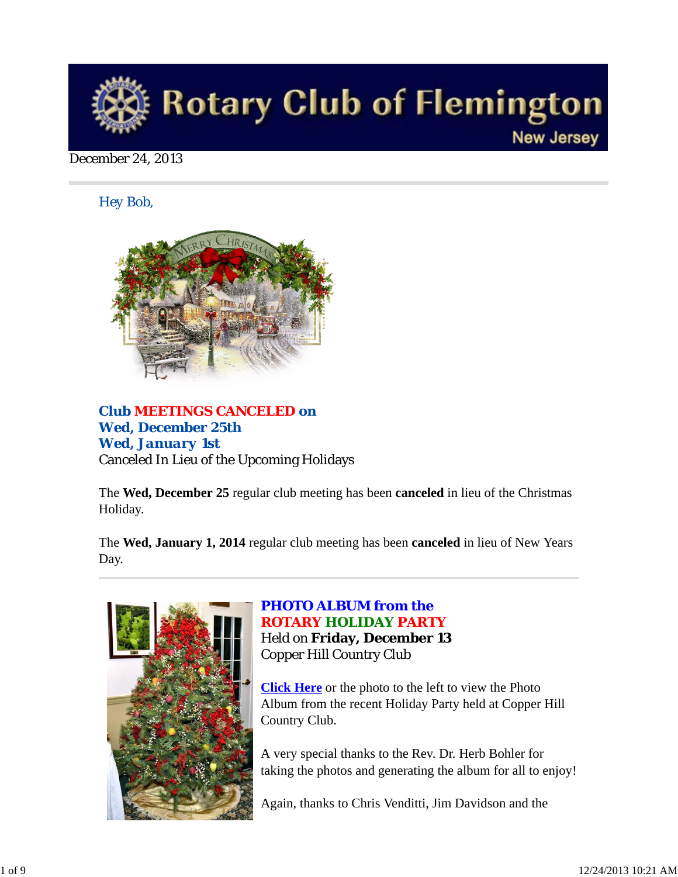# Rotary Club of Flemington
New Jersey

December 24, 2013

Hey Bob,

## Club MEETINGS CANCELED on
## Wed, December 25th
## Wed, January 1st

Canceled In Lieu of the Upcoming Holidays

The **Wed, December 25** regular club meeting has been **canceled** in lieu of the Christmas Holiday.

The **Wed, January 1, 2014** regular club meeting has been **canceled** in lieu of New Years Day.

---

## PHOTO ALBUM from the ROTARY HOLIDAY PARTY

Held on **Friday, December 13**
Copper Hill Country Club

**Click Here** or the photo to the left to view the Photo Album from the recent Holiday Party held at Copper Hill Country Club.

A very special thanks to the Rev. Dr. Herb Bohler for taking the photos and generating the album for all to enjoy!

Again, thanks to Chris Venditti, Jim Davidson and the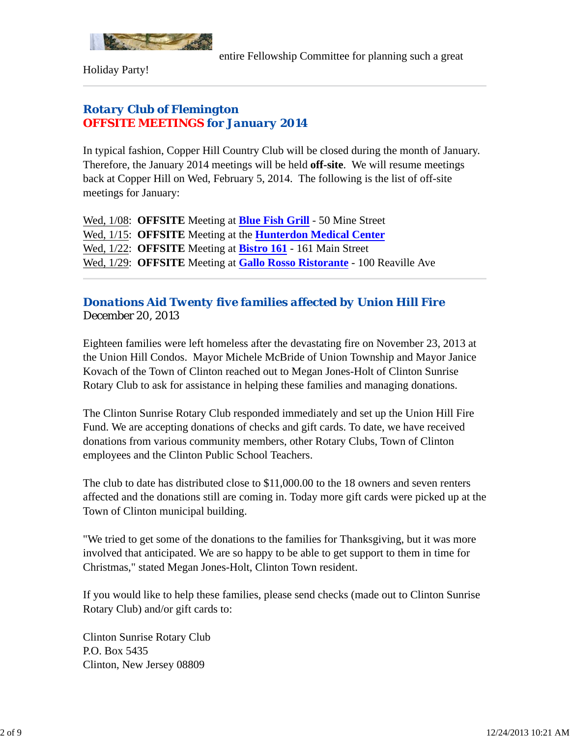entire Fellowship Committee for planning such a great Holiday Party!

---

## Rotary Club of Flemington
## OFFSITE MEETINGS for January 2014

In typical fashion, Copper Hill Country Club will be closed during the month of January. Therefore, the January 2014 meetings will be held **off-site**. We will resume meetings back at Copper Hill on Wed, February 5, 2014. The following is the list of off-site meetings for January:

Wed, 1/08: **OFFSITE** Meeting at **Blue Fish Grill** - 50 Mine Street
Wed, 1/15: **OFFSITE** Meeting at the **Hunterdon Medical Center**
Wed, 1/22: **OFFSITE** Meeting at **Bistro 161** - 161 Main Street
Wed, 1/29: **OFFSITE** Meeting at **Gallo Rosso Ristorante** - 100 Reaville Ave

---

## Donations Aid Twenty five families affected by Union Hill Fire

December 20, 2013

Eighteen families were left homeless after the devastating fire on November 23, 2013 at the Union Hill Condos. Mayor Michele McBride of Union Township and Mayor Janice Kovach of the Town of Clinton reached out to Megan Jones-Holt of Clinton Sunrise Rotary Club to ask for assistance in helping these families and managing donations.

The Clinton Sunrise Rotary Club responded immediately and set up the Union Hill Fire Fund. We are accepting donations of checks and gift cards. To date, we have received donations from various community members, other Rotary Clubs, Town of Clinton employees and the Clinton Public School Teachers.

The club to date has distributed close to $11,000.00 to the 18 owners and seven renters affected and the donations still are coming in. Today more gift cards were picked up at the Town of Clinton municipal building.

"We tried to get some of the donations to the families for Thanksgiving, but it was more involved that anticipated. We are so happy to be able to get support to them in time for Christmas," stated Megan Jones-Holt, Clinton Town resident.

If you would like to help these families, please send checks (made out to Clinton Sunrise Rotary Club) and/or gift cards to:

Clinton Sunrise Rotary Club
P.O. Box 5435
Clinton, New Jersey 08809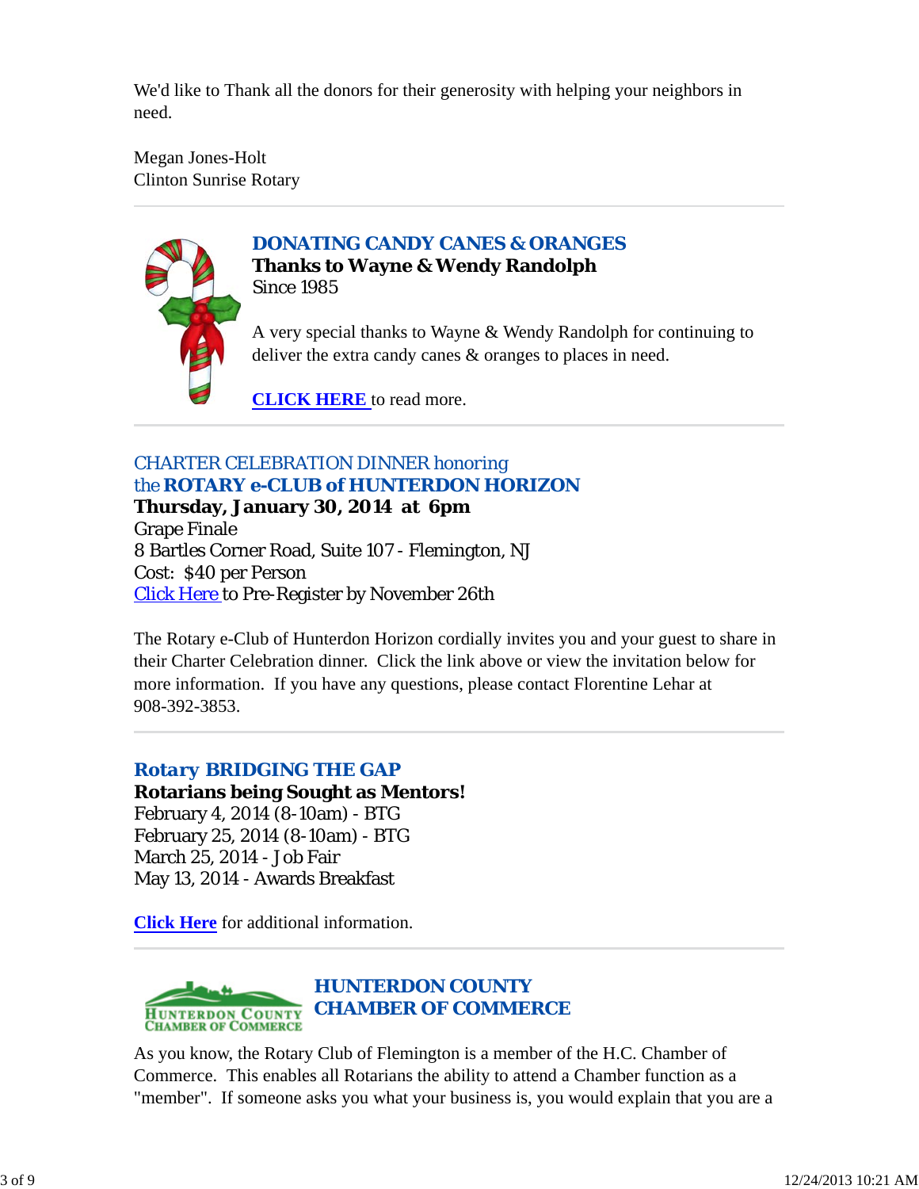We'd like to Thank all the donors for their generosity with helping your neighbors in need.

Megan Jones-Holt
Clinton Sunrise Rotary

---

### DONATING CANDY CANES & ORANGES

**Thanks to Wayne & Wendy Randolph**
Since 1985

A very special thanks to Wayne & Wendy Randolph for continuing to deliver the extra candy canes & oranges to places in need.

**CLICK HERE** to read more.

---

### CHARTER CELEBRATION DINNER honoring the **ROTARY e-CLUB of HUNTERDON HORIZON**

**Thursday, January 30, 2014 at 6pm**
Grape Finale
8 Bartles Corner Road, Suite 107 - Flemington, NJ
Cost: $40 per Person
Click Here to Pre-Register by November 26th

The Rotary e-Club of Hunterdon Horizon cordially invites you and your guest to share in their Charter Celebration dinner. Click the link above or view the invitation below for more information. If you have any questions, please contact Florentine Lehar at 908-392-3853.

---

### Rotary BRIDGING THE GAP

**Rotarians being Sought as Mentors!**
February 4, 2014 (8-10am) - BTG
February 25, 2014 (8-10am) - BTG
March 25, 2014 - Job Fair
May 13, 2014 - Awards Breakfast

**Click Here** for additional information.

---

### HUNTERDON COUNTY CHAMBER OF COMMERCE

As you know, the Rotary Club of Flemington is a member of the H.C. Chamber of Commerce. This enables all Rotarians the ability to attend a Chamber function as a "member". If someone asks you what your business is, you would explain that you are a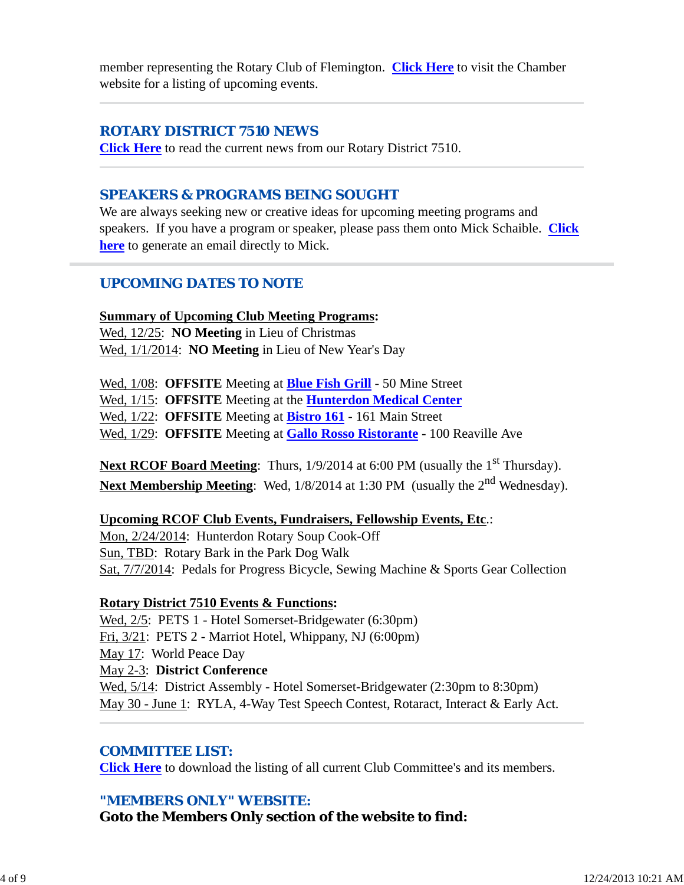member representing the Rotary Club of Flemington. **Click Here** to visit the Chamber website for a listing of upcoming events.

---

## ROTARY DISTRICT 7510 NEWS

**Click Here** to read the current news from our Rotary District 7510.

---

## SPEAKERS & PROGRAMS BEING SOUGHT

We are always seeking new or creative ideas for upcoming meeting programs and speakers. If you have a program or speaker, please pass them onto Mick Schaible. **Click here** to generate an email directly to Mick.

---

## UPCOMING DATES TO NOTE

**Summary of Upcoming Club Meeting Programs:**
Wed, 12/25: **NO Meeting** in Lieu of Christmas
Wed, 1/1/2014: **NO Meeting** in Lieu of New Year's Day

Wed, 1/08: **OFFSITE** Meeting at **Blue Fish Grill** - 50 Mine Street
Wed, 1/15: **OFFSITE** Meeting at the **Hunterdon Medical Center**
Wed, 1/22: **OFFSITE** Meeting at **Bistro 161** - 161 Main Street
Wed, 1/29: **OFFSITE** Meeting at **Gallo Rosso Ristorante** - 100 Reaville Ave

**Next RCOF Board Meeting**: Thurs, 1/9/2014 at 6:00 PM (usually the 1st Thursday).
**Next Membership Meeting**: Wed, 1/8/2014 at 1:30 PM (usually the 2nd Wednesday).

**Upcoming RCOF Club Events, Fundraisers, Fellowship Events, Etc.**:
Mon, 2/24/2014: Hunterdon Rotary Soup Cook-Off
Sun, TBD: Rotary Bark in the Park Dog Walk
Sat, 7/7/2014: Pedals for Progress Bicycle, Sewing Machine & Sports Gear Collection

**Rotary District 7510 Events & Functions:**
Wed, 2/5: PETS 1 - Hotel Somerset-Bridgewater (6:30pm)
Fri, 3/21: PETS 2 - Marriot Hotel, Whippany, NJ (6:00pm)
May 17: World Peace Day
May 2-3: **District Conference**
Wed, 5/14: District Assembly - Hotel Somerset-Bridgewater (2:30pm to 8:30pm)
May 30 - June 1: RYLA, 4-Way Test Speech Contest, Rotaract, Interact & Early Act.

---

## COMMITTEE LIST:

**Click Here** to download the listing of all current Club Committee's and its members.

## "MEMBERS ONLY" WEBSITE:

**Goto the Members Only section of the website to find:**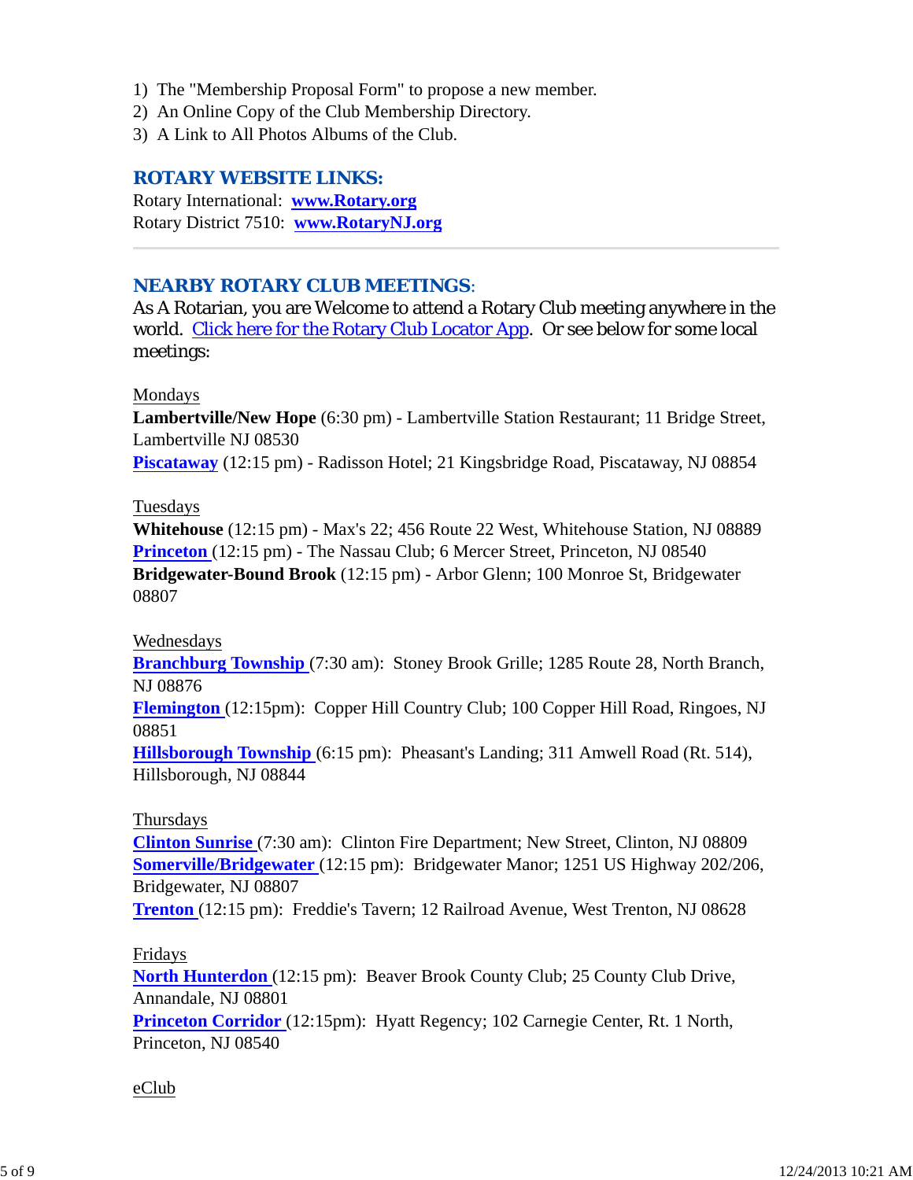1) The "Membership Proposal Form" to propose a new member.
2) An Online Copy of the Club Membership Directory.
3) A Link to All Photos Albums of the Club.

## ROTARY WEBSITE LINKS:

Rotary International: **www.Rotary.org**
Rotary District 7510: **www.RotaryNJ.org**

---

## NEARBY ROTARY CLUB MEETINGS:

As A Rotarian, you are Welcome to attend a Rotary Club meeting anywhere in the world. Click here for the Rotary Club Locator App. Or see below for some local meetings:

Mondays

**Lambertville/New Hope** (6:30 pm) - Lambertville Station Restaurant; 11 Bridge Street, Lambertville NJ 08530
**Piscataway** (12:15 pm) - Radisson Hotel; 21 Kingsbridge Road, Piscataway, NJ 08854

Tuesdays

**Whitehouse** (12:15 pm) - Max's 22; 456 Route 22 West, Whitehouse Station, NJ 08889
**Princeton** (12:15 pm) - The Nassau Club; 6 Mercer Street, Princeton, NJ 08540
**Bridgewater-Bound Brook** (12:15 pm) - Arbor Glenn; 100 Monroe St, Bridgewater 08807

Wednesdays

**Branchburg Township** (7:30 am): Stoney Brook Grille; 1285 Route 28, North Branch, NJ 08876
**Flemington** (12:15pm): Copper Hill Country Club; 100 Copper Hill Road, Ringoes, NJ 08851
**Hillsborough Township** (6:15 pm): Pheasant's Landing; 311 Amwell Road (Rt. 514), Hillsborough, NJ 08844

Thursdays

**Clinton Sunrise** (7:30 am): Clinton Fire Department; New Street, Clinton, NJ 08809
**Somerville/Bridgewater** (12:15 pm): Bridgewater Manor; 1251 US Highway 202/206, Bridgewater, NJ 08807
**Trenton** (12:15 pm): Freddie's Tavern; 12 Railroad Avenue, West Trenton, NJ 08628

Fridays

**North Hunterdon** (12:15 pm): Beaver Brook County Club; 25 County Club Drive, Annandale, NJ 08801
**Princeton Corridor** (12:15pm): Hyatt Regency; 102 Carnegie Center, Rt. 1 North, Princeton, NJ 08540

eClub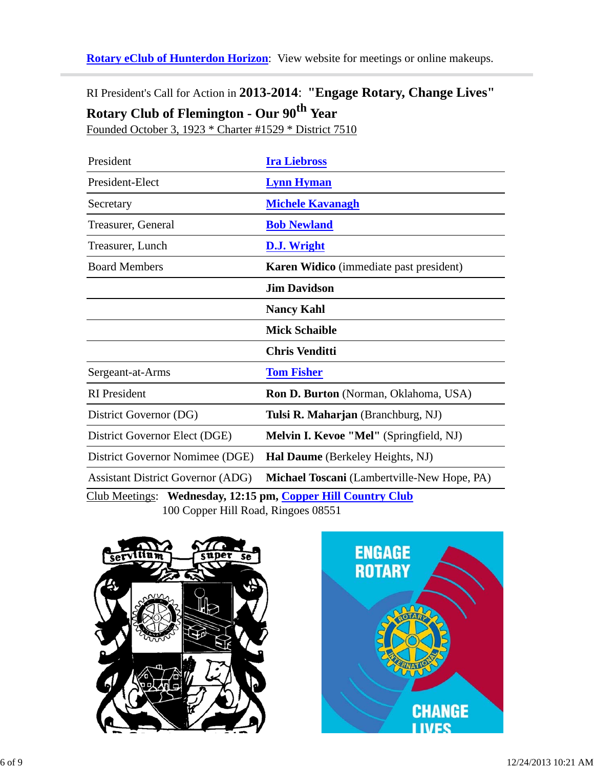**Rotary eClub of Hunterdon Horizon**: View website for meetings or online makeups.

---

RI President's Call for Action in **2013-2014**: **"Engage Rotary, Change Lives"**

**Rotary Club of Flemington - Our 90th Year**

Founded October 3, 1923 * Charter #1529 * District 7510

| | |
|---|---|
| President | **Ira Liebross** |
| President-Elect | **Lynn Hyman** |
| Secretary | **Michele Kavanagh** |
| Treasurer, General | **Bob Newland** |
| Treasurer, Lunch | **D.J. Wright** |
| Board Members | **Karen Widico** (immediate past president) |
| | **Jim Davidson** |
| | **Nancy Kahl** |
| | **Mick Schaible** |
| | **Chris Venditti** |
| Sergeant-at-Arms | **Tom Fisher** |
| RI President | **Ron D. Burton** (Norman, Oklahoma, USA) |
| District Governor (DG) | **Tulsi R. Maharjan** (Branchburg, NJ) |
| District Governor Elect (DGE) | **Melvin I. Kevoe "Mel"** (Springfield, NJ) |
| District Governor Nomimee (DGE) | **Hal Daume** (Berkeley Heights, NJ) |
| Assistant District Governor (ADG) | **Michael Toscani** (Lambertville-New Hope, PA) |

Club Meetings: **Wednesday, 12:15 pm, Copper Hill Country Club**
100 Copper Hill Road, Ringoes 08551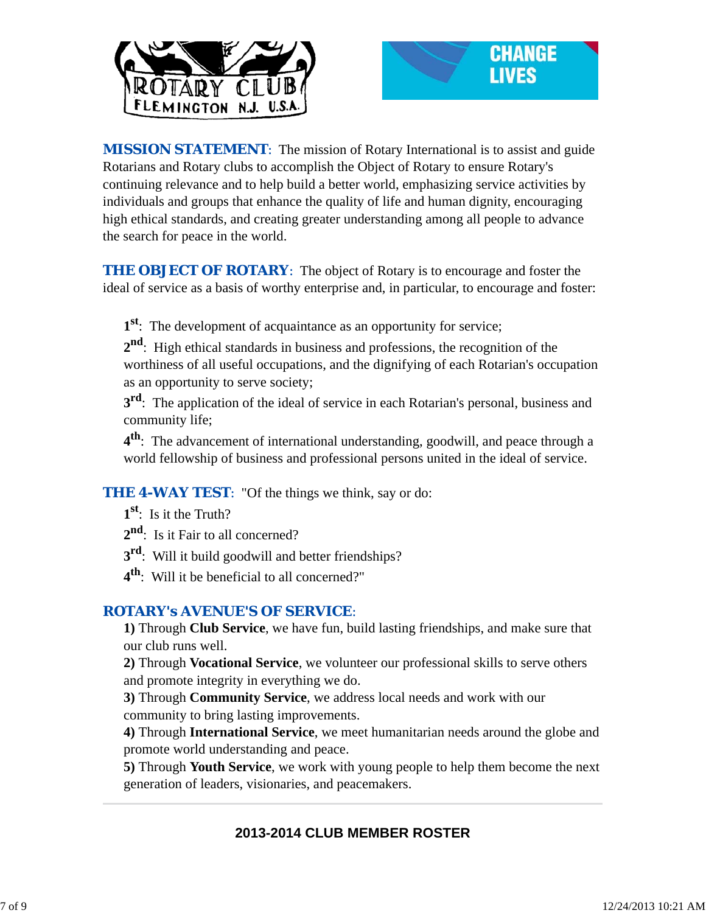**MISSION STATEMENT**: The mission of Rotary International is to assist and guide Rotarians and Rotary clubs to accomplish the Object of Rotary to ensure Rotary's continuing relevance and to help build a better world, emphasizing service activities by individuals and groups that enhance the quality of life and human dignity, encouraging high ethical standards, and creating greater understanding among all people to advance the search for peace in the world.

**THE OBJECT OF ROTARY**: The object of Rotary is to encourage and foster the ideal of service as a basis of worthy enterprise and, in particular, to encourage and foster:

**1st**: The development of acquaintance as an opportunity for service;

**2nd**: High ethical standards in business and professions, the recognition of the worthiness of all useful occupations, and the dignifying of each Rotarian's occupation as an opportunity to serve society;

**3rd**: The application of the ideal of service in each Rotarian's personal, business and community life;

**4th**: The advancement of international understanding, goodwill, and peace through a world fellowship of business and professional persons united in the ideal of service.

**THE 4-WAY TEST**: "Of the things we think, say or do:

**1st**: Is it the Truth?

**2nd**: Is it Fair to all concerned?

**3rd**: Will it build goodwill and better friendships?

**4th**: Will it be beneficial to all concerned?"

**ROTARY's AVENUE'S OF SERVICE**:

**1)** Through **Club Service**, we have fun, build lasting friendships, and make sure that our club runs well.

**2)** Through **Vocational Service**, we volunteer our professional skills to serve others and promote integrity in everything we do.

**3)** Through **Community Service**, we address local needs and work with our community to bring lasting improvements.

**4)** Through **International Service**, we meet humanitarian needs around the globe and promote world understanding and peace.

**5)** Through **Youth Service**, we work with young people to help them become the next generation of leaders, visionaries, and peacemakers.

---

## 2013-2014 CLUB MEMBER ROSTER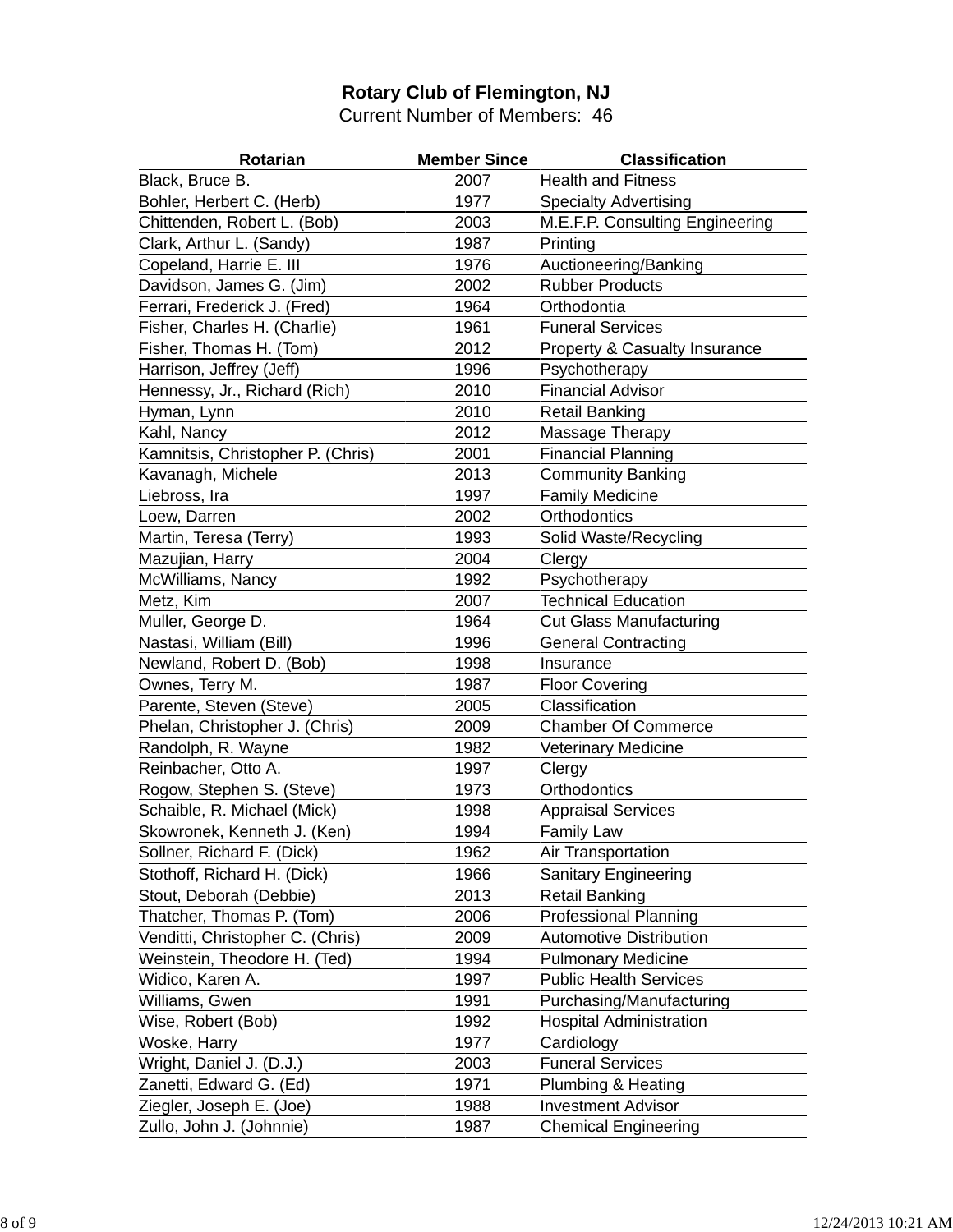**Rotary Club of Flemington, NJ**

Current Number of Members: 46

| Rotarian | Member Since | Classification |
|---|---|---|
| Black, Bruce B. | 2007 | Health and Fitness |
| Bohler, Herbert C. (Herb) | 1977 | Specialty Advertising |
| Chittenden, Robert L. (Bob) | 2003 | M.E.F.P. Consulting Engineering |
| Clark, Arthur L. (Sandy) | 1987 | Printing |
| Copeland, Harrie E. III | 1976 | Auctioneering/Banking |
| Davidson, James G. (Jim) | 2002 | Rubber Products |
| Ferrari, Frederick J. (Fred) | 1964 | Orthodontia |
| Fisher, Charles H. (Charlie) | 1961 | Funeral Services |
| Fisher, Thomas H. (Tom) | 2012 | Property & Casualty Insurance |
| Harrison, Jeffrey (Jeff) | 1996 | Psychotherapy |
| Hennessy, Jr., Richard (Rich) | 2010 | Financial Advisor |
| Hyman, Lynn | 2010 | Retail Banking |
| Kahl, Nancy | 2012 | Massage Therapy |
| Kamnitsis, Christopher P. (Chris) | 2001 | Financial Planning |
| Kavanagh, Michele | 2013 | Community Banking |
| Liebross, Ira | 1997 | Family Medicine |
| Loew, Darren | 2002 | Orthodontics |
| Martin, Teresa (Terry) | 1993 | Solid Waste/Recycling |
| Mazujian, Harry | 2004 | Clergy |
| McWilliams, Nancy | 1992 | Psychotherapy |
| Metz, Kim | 2007 | Technical Education |
| Muller, George D. | 1964 | Cut Glass Manufacturing |
| Nastasi, William (Bill) | 1996 | General Contracting |
| Newland, Robert D. (Bob) | 1998 | Insurance |
| Ownes, Terry M. | 1987 | Floor Covering |
| Parente, Steven (Steve) | 2005 | Classification |
| Phelan, Christopher J. (Chris) | 2009 | Chamber Of Commerce |
| Randolph, R. Wayne | 1982 | Veterinary Medicine |
| Reinbacher, Otto A. | 1997 | Clergy |
| Rogow, Stephen S. (Steve) | 1973 | Orthodontics |
| Schaible, R. Michael (Mick) | 1998 | Appraisal Services |
| Skowronek, Kenneth J. (Ken) | 1994 | Family Law |
| Sollner, Richard F. (Dick) | 1962 | Air Transportation |
| Stothoff, Richard H. (Dick) | 1966 | Sanitary Engineering |
| Stout, Deborah (Debbie) | 2013 | Retail Banking |
| Thatcher, Thomas P. (Tom) | 2006 | Professional Planning |
| Venditti, Christopher C. (Chris) | 2009 | Automotive Distribution |
| Weinstein, Theodore H. (Ted) | 1994 | Pulmonary Medicine |
| Widico, Karen A. | 1997 | Public Health Services |
| Williams, Gwen | 1991 | Purchasing/Manufacturing |
| Wise, Robert (Bob) | 1992 | Hospital Administration |
| Woske, Harry | 1977 | Cardiology |
| Wright, Daniel J. (D.J.) | 2003 | Funeral Services |
| Zanetti, Edward G. (Ed) | 1971 | Plumbing & Heating |
| Ziegler, Joseph E. (Joe) | 1988 | Investment Advisor |
| Zullo, John J. (Johnnie) | 1987 | Chemical Engineering |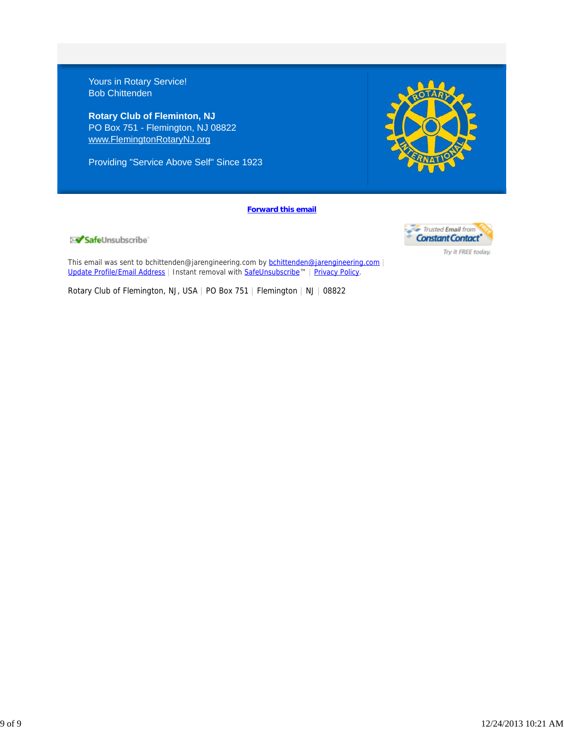Yours in Rotary Service!
Bob Chittenden

**Rotary Club of Fleminton, NJ**
PO Box 751 - Flemington, NJ 08822
www.FlemingtonRotaryNJ.org

Providing "Service Above Self" Since 1923

**Forward this email**

SafeUnsubscribe

Trusted Email from Constant Contact
Try it FREE today.

This email was sent to bchittenden@jarengineering.com by bchittenden@jarengineering.com | Update Profile/Email Address | Instant removal with SafeUnsubscribe™ | Privacy Policy.

Rotary Club of Flemington, NJ, USA | PO Box 751 | Flemington | NJ | 08822